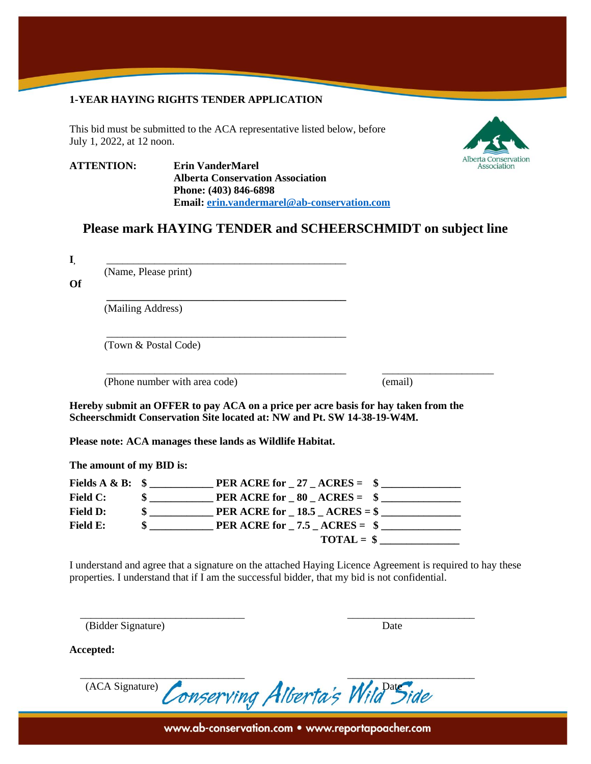**1-YEAR HAYING RIGHTS TENDER APPLICATION**

This bid must be submitted to the ACA representative listed below, before July 1, 2022, at 12 noon.

**ATTENTION:** **Erin VanderMarel**
**Alberta Conservation Association**
**Phone: (403) 846-6898**
**Email: erin.vandermarel@ab-conservation.com**

## Please mark HAYING TENDER and SCHEERSCHMIDT on subject line

**I**, _______________________________________________
(Name, Please print)

**Of** _______________________________________________
(Mailing Address)

_______________________________________________
(Town & Postal Code)

_______________________________________________ _____________________
(Phone number with area code) (email)

**Hereby submit an OFFER to pay ACA on a price per acre basis for hay taken from the Scheerschmidt Conservation Site located at: NW and Pt. SW 14-38-19-W4M.**

**Please note: ACA manages these lands as Wildlife Habitat.**

**The amount of my BID is:**

| | | | |
|---|---|---|---|
| **Fields A & B:** | **$ ___________** | **PER ACRE for _ 27 _ ACRES =** | **$ ______________** |
| **Field C:** | **$ ___________** | **PER ACRE for _ 80 _ ACRES =** | **$ ______________** |
| **Field D:** | **$ ___________** | **PER ACRE for _ 18.5 _ ACRES =** | **$ ______________** |
| **Field E:** | **$ ___________** | **PER ACRE for _ 7.5 _ ACRES =** | **$ ______________** |
| | | **TOTAL =** | **$ ______________** |

I understand and agree that a signature on the attached Haying Licence Agreement is required to hay these properties. I understand that if I am the successful bidder, that my bid is not confidential.

_______________________________ _______________________
(Bidder Signature) Date

**Accepted:**

_______________________________ _______________________
(ACA Signature) Date

Conserving Alberta's Wild Side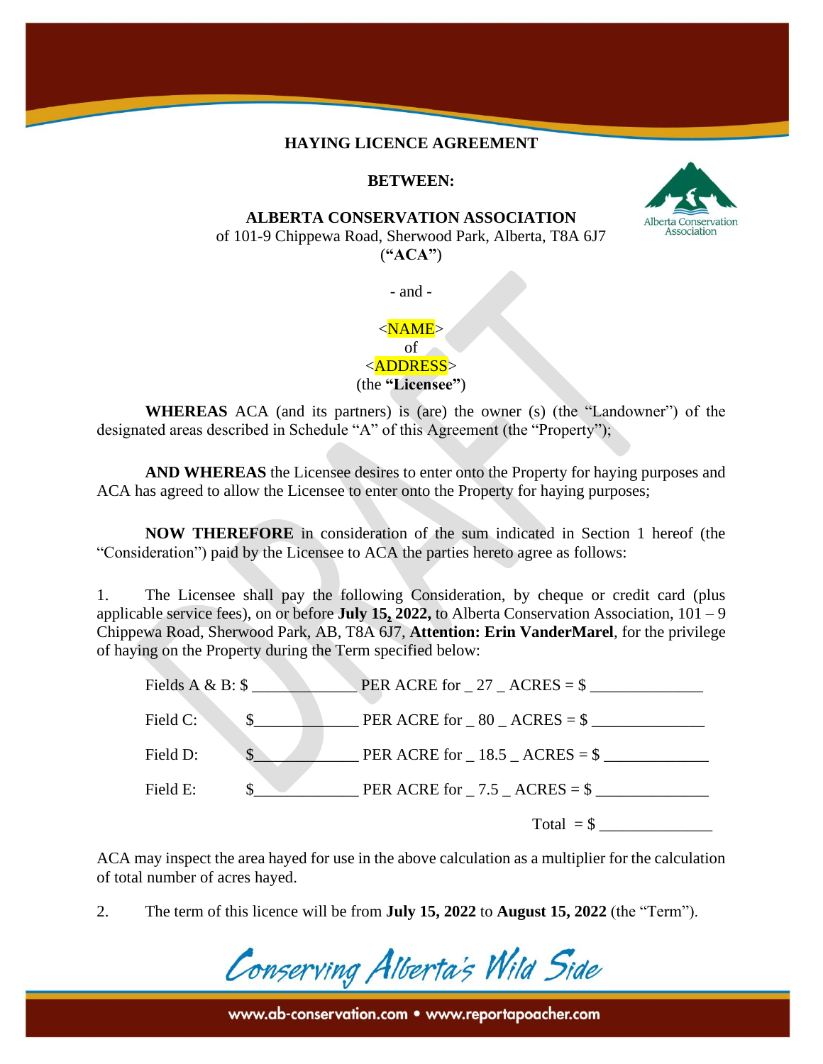**HAYING LICENCE AGREEMENT**

**BETWEEN:**

**ALBERTA CONSERVATION ASSOCIATION**
of 101-9 Chippewa Road, Sherwood Park, Alberta, T8A 6J7
(**"ACA"**)

- and -

<NAME>
of
<ADDRESS>
(the **"Licensee"**)

**WHEREAS** ACA (and its partners) is (are) the owner (s) (the "Landowner") of the designated areas described in Schedule "A" of this Agreement (the "Property");

**AND WHEREAS** the Licensee desires to enter onto the Property for haying purposes and ACA has agreed to allow the Licensee to enter onto the Property for haying purposes;

**NOW THEREFORE** in consideration of the sum indicated in Section 1 hereof (the "Consideration") paid by the Licensee to ACA the parties hereto agree as follows:

1. The Licensee shall pay the following Consideration, by cheque or credit card (plus applicable service fees), on or before **July 15, 2022,** to Alberta Conservation Association, 101 – 9 Chippewa Road, Sherwood Park, AB, T8A 6J7, **Attention: Erin VanderMarel**, for the privilege of haying on the Property during the Term specified below:

Fields A & B: $ _____________ PER ACRE for _ 27 _ ACRES = $ ______________

Field C: $_____________ PER ACRE for _ 80 _ ACRES = $ ______________

Field D: $_____________ PER ACRE for _ 18.5 _ ACRES = $ _____________

Field E: $_____________ PER ACRE for _ 7.5 _ ACRES = $ ______________

Total = $ ______________

ACA may inspect the area hayed for use in the above calculation as a multiplier for the calculation of total number of acres hayed.

2. The term of this licence will be from **July 15, 2022** to **August 15, 2022** (the "Term").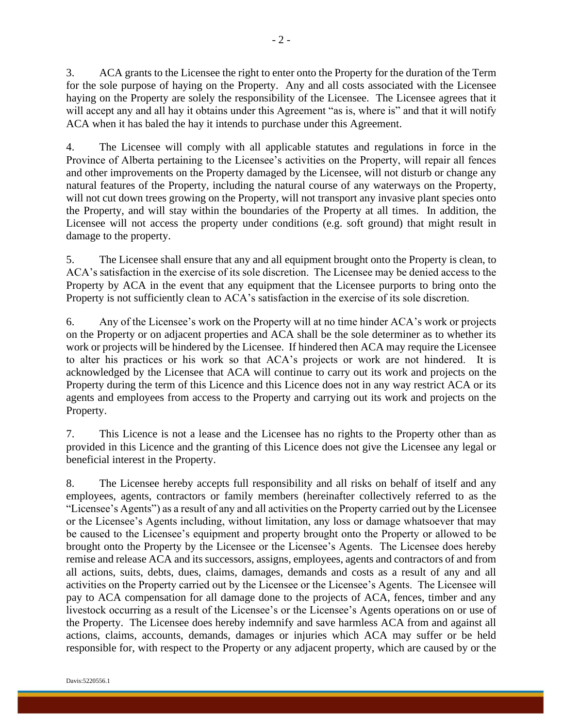3. ACA grants to the Licensee the right to enter onto the Property for the duration of the Term for the sole purpose of haying on the Property. Any and all costs associated with the Licensee haying on the Property are solely the responsibility of the Licensee. The Licensee agrees that it will accept any and all hay it obtains under this Agreement "as is, where is" and that it will notify ACA when it has baled the hay it intends to purchase under this Agreement.

4. The Licensee will comply with all applicable statutes and regulations in force in the Province of Alberta pertaining to the Licensee's activities on the Property, will repair all fences and other improvements on the Property damaged by the Licensee, will not disturb or change any natural features of the Property, including the natural course of any waterways on the Property, will not cut down trees growing on the Property, will not transport any invasive plant species onto the Property, and will stay within the boundaries of the Property at all times. In addition, the Licensee will not access the property under conditions (e.g. soft ground) that might result in damage to the property.

5. The Licensee shall ensure that any and all equipment brought onto the Property is clean, to ACA's satisfaction in the exercise of its sole discretion. The Licensee may be denied access to the Property by ACA in the event that any equipment that the Licensee purports to bring onto the Property is not sufficiently clean to ACA's satisfaction in the exercise of its sole discretion.

6. Any of the Licensee's work on the Property will at no time hinder ACA's work or projects on the Property or on adjacent properties and ACA shall be the sole determiner as to whether its work or projects will be hindered by the Licensee. If hindered then ACA may require the Licensee to alter his practices or his work so that ACA's projects or work are not hindered. It is acknowledged by the Licensee that ACA will continue to carry out its work and projects on the Property during the term of this Licence and this Licence does not in any way restrict ACA or its agents and employees from access to the Property and carrying out its work and projects on the Property.

7. This Licence is not a lease and the Licensee has no rights to the Property other than as provided in this Licence and the granting of this Licence does not give the Licensee any legal or beneficial interest in the Property.

8. The Licensee hereby accepts full responsibility and all risks on behalf of itself and any employees, agents, contractors or family members (hereinafter collectively referred to as the "Licensee's Agents") as a result of any and all activities on the Property carried out by the Licensee or the Licensee's Agents including, without limitation, any loss or damage whatsoever that may be caused to the Licensee's equipment and property brought onto the Property or allowed to be brought onto the Property by the Licensee or the Licensee's Agents. The Licensee does hereby remise and release ACA and its successors, assigns, employees, agents and contractors of and from all actions, suits, debts, dues, claims, damages, demands and costs as a result of any and all activities on the Property carried out by the Licensee or the Licensee's Agents. The Licensee will pay to ACA compensation for all damage done to the projects of ACA, fences, timber and any livestock occurring as a result of the Licensee's or the Licensee's Agents operations on or use of the Property. The Licensee does hereby indemnify and save harmless ACA from and against all actions, claims, accounts, demands, damages or injuries which ACA may suffer or be held responsible for, with respect to the Property or any adjacent property, which are caused by or the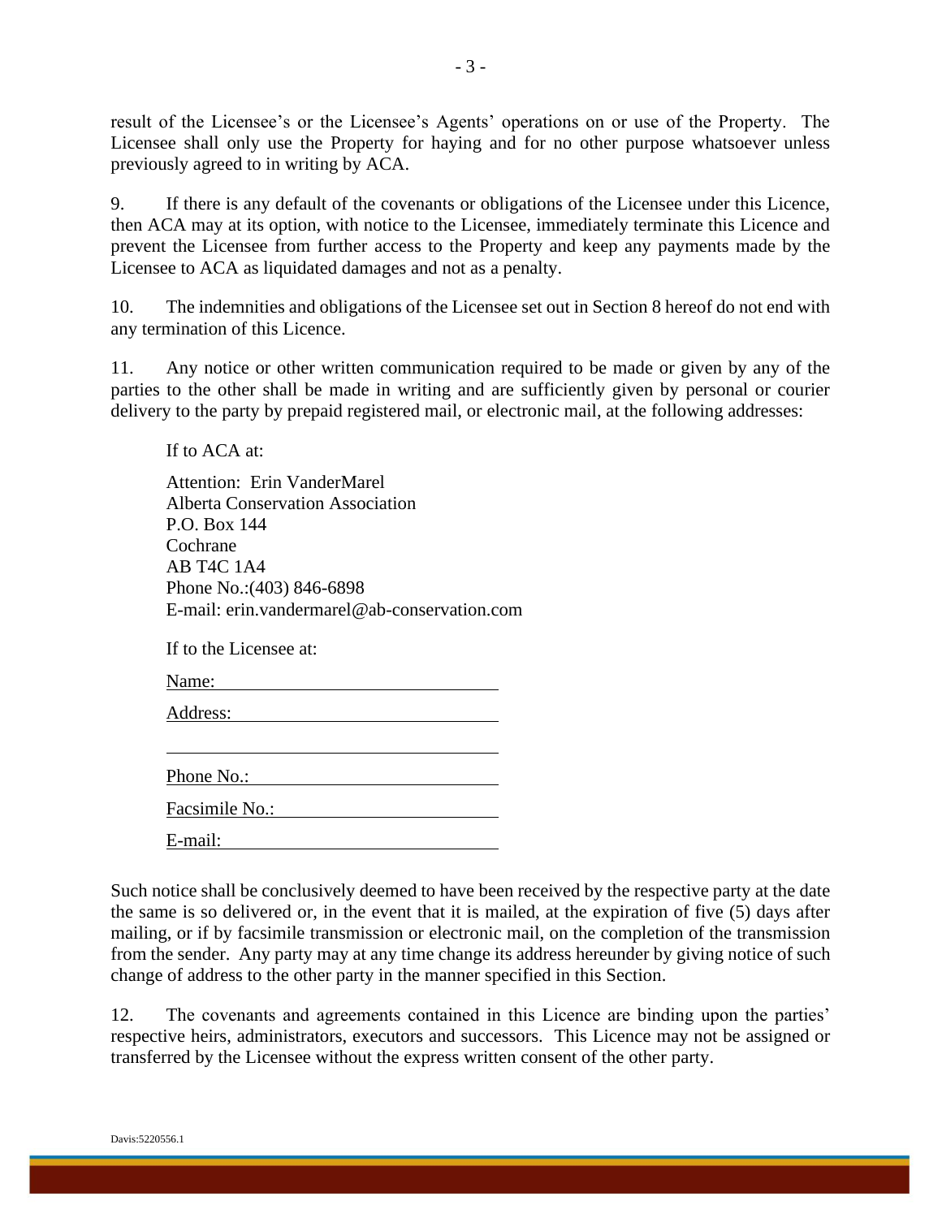result of the Licensee's or the Licensee's Agents' operations on or use of the Property. The Licensee shall only use the Property for haying and for no other purpose whatsoever unless previously agreed to in writing by ACA.

9. If there is any default of the covenants or obligations of the Licensee under this Licence, then ACA may at its option, with notice to the Licensee, immediately terminate this Licence and prevent the Licensee from further access to the Property and keep any payments made by the Licensee to ACA as liquidated damages and not as a penalty.

10. The indemnities and obligations of the Licensee set out in Section 8 hereof do not end with any termination of this Licence.

11. Any notice or other written communication required to be made or given by any of the parties to the other shall be made in writing and are sufficiently given by personal or courier delivery to the party by prepaid registered mail, or electronic mail, at the following addresses:

If to ACA at:

Attention: Erin VanderMarel
Alberta Conservation Association
P.O. Box 144
Cochrane
AB T4C 1A4
Phone No.:(403) 846-6898
E-mail: erin.vandermarel@ab-conservation.com

If to the Licensee at:

Name: ______________________________

Address: ______________________________

______________________________

Phone No.: ______________________________

Facsimile No.: ______________________________

E-mail: ______________________________

Such notice shall be conclusively deemed to have been received by the respective party at the date the same is so delivered or, in the event that it is mailed, at the expiration of five (5) days after mailing, or if by facsimile transmission or electronic mail, on the completion of the transmission from the sender. Any party may at any time change its address hereunder by giving notice of such change of address to the other party in the manner specified in this Section.

12. The covenants and agreements contained in this Licence are binding upon the parties' respective heirs, administrators, executors and successors. This Licence may not be assigned or transferred by the Licensee without the express written consent of the other party.

Davis:5220556.1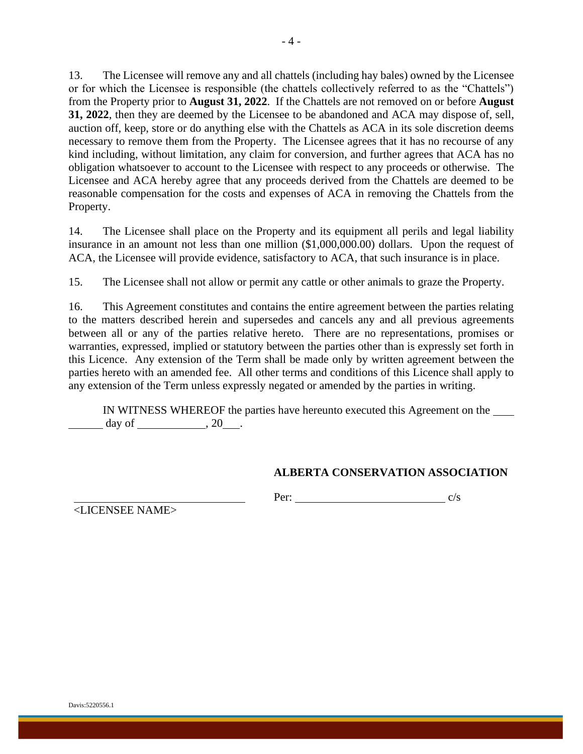13. The Licensee will remove any and all chattels (including hay bales) owned by the Licensee or for which the Licensee is responsible (the chattels collectively referred to as the "Chattels") from the Property prior to **August 31, 2022**. If the Chattels are not removed on or before **August 31, 2022**, then they are deemed by the Licensee to be abandoned and ACA may dispose of, sell, auction off, keep, store or do anything else with the Chattels as ACA in its sole discretion deems necessary to remove them from the Property. The Licensee agrees that it has no recourse of any kind including, without limitation, any claim for conversion, and further agrees that ACA has no obligation whatsoever to account to the Licensee with respect to any proceeds or otherwise. The Licensee and ACA hereby agree that any proceeds derived from the Chattels are deemed to be reasonable compensation for the costs and expenses of ACA in removing the Chattels from the Property.

14. The Licensee shall place on the Property and its equipment all perils and legal liability insurance in an amount not less than one million ($1,000,000.00) dollars. Upon the request of ACA, the Licensee will provide evidence, satisfactory to ACA, that such insurance is in place.

15. The Licensee shall not allow or permit any cattle or other animals to graze the Property.

16. This Agreement constitutes and contains the entire agreement between the parties relating to the matters described herein and supersedes and cancels any and all previous agreements between all or any of the parties relative hereto. There are no representations, promises or warranties, expressed, implied or statutory between the parties other than is expressly set forth in this Licence. Any extension of the Term shall be made only by written agreement between the parties hereto with an amended fee. All other terms and conditions of this Licence shall apply to any extension of the Term unless expressly negated or amended by the parties in writing.

IN WITNESS WHEREOF the parties have hereunto executed this Agreement on the ________ day of ____________, 20___.

**ALBERTA CONSERVATION ASSOCIATION**

______________________________ Per: ___________________________ c/s

<LICENSEE NAME>

Davis:5220556.1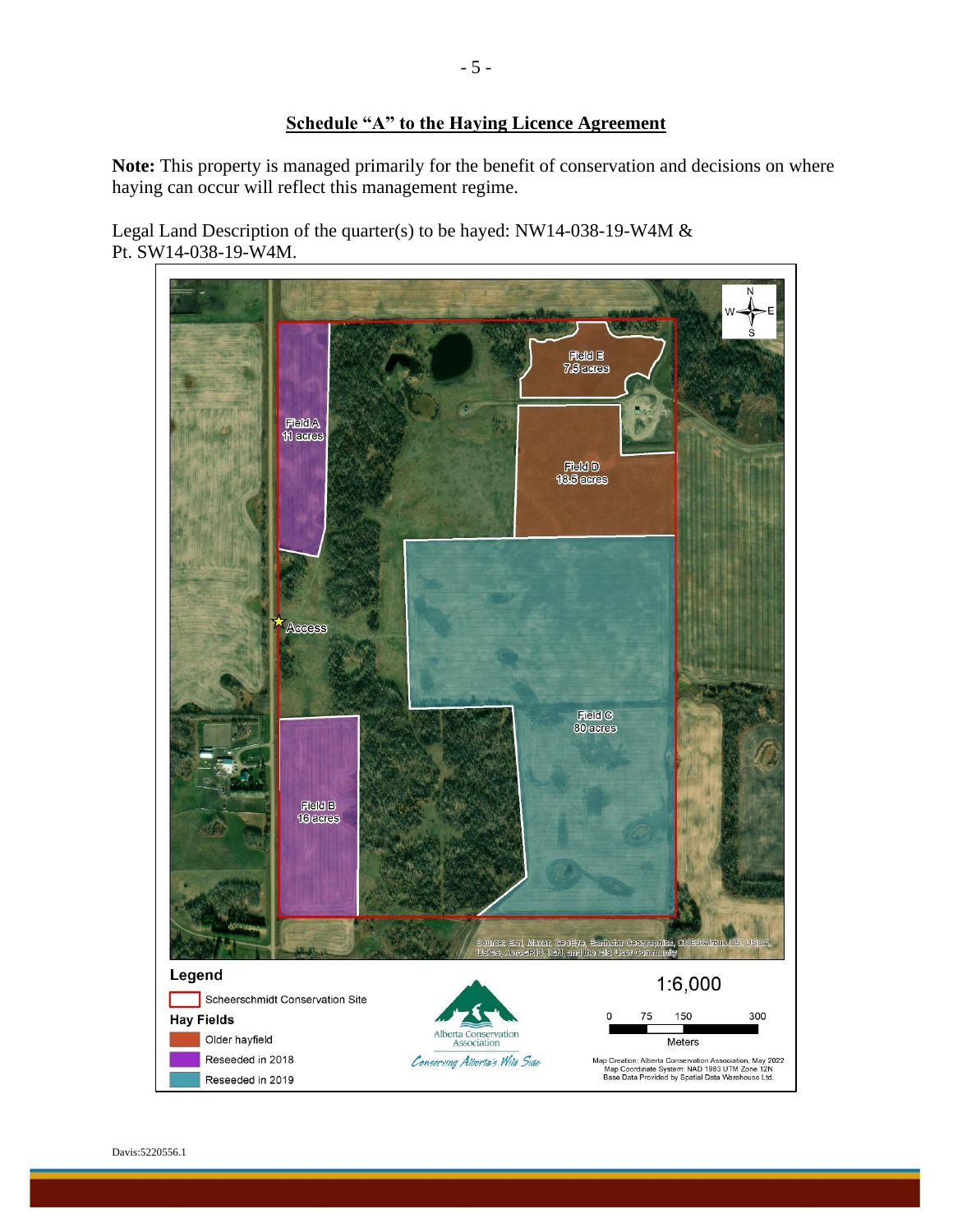## Schedule "A" to the Haying Licence Agreement

**Note:** This property is managed primarily for the benefit of conservation and decisions on where haying can occur will reflect this management regime.

Legal Land Description of the quarter(s) to be hayed: NW14-038-19-W4M & Pt. SW14-038-19-W4M.

Field E
7.5 acres

Field A
11 acres

Field D
18.5 acres

Access

Field C
80 acres

Field B
16 acres

Source: Esri, Maxar, GeoEye, Earthstar Geographics, CNES/Airbus DS, USDA, USGS, AeroGRID, IGN, and the GIS User Community

**Legend**

Scheerschmidt Conservation Site

**Hay Fields**

Older hayfield

Reseeded in 2018

Reseeded in 2019

Alberta Conservation Association

*Conserving Alberta's Wild Side*

1:6,000

0 75 150 300

Meters

Map Creation: Alberta Conservation Association, May 2022
Map Coordinate System: NAD 1983 UTM Zone 12N
Base Data Provided by Spatial Data Warehouse Ltd.

Davis:5220556.1